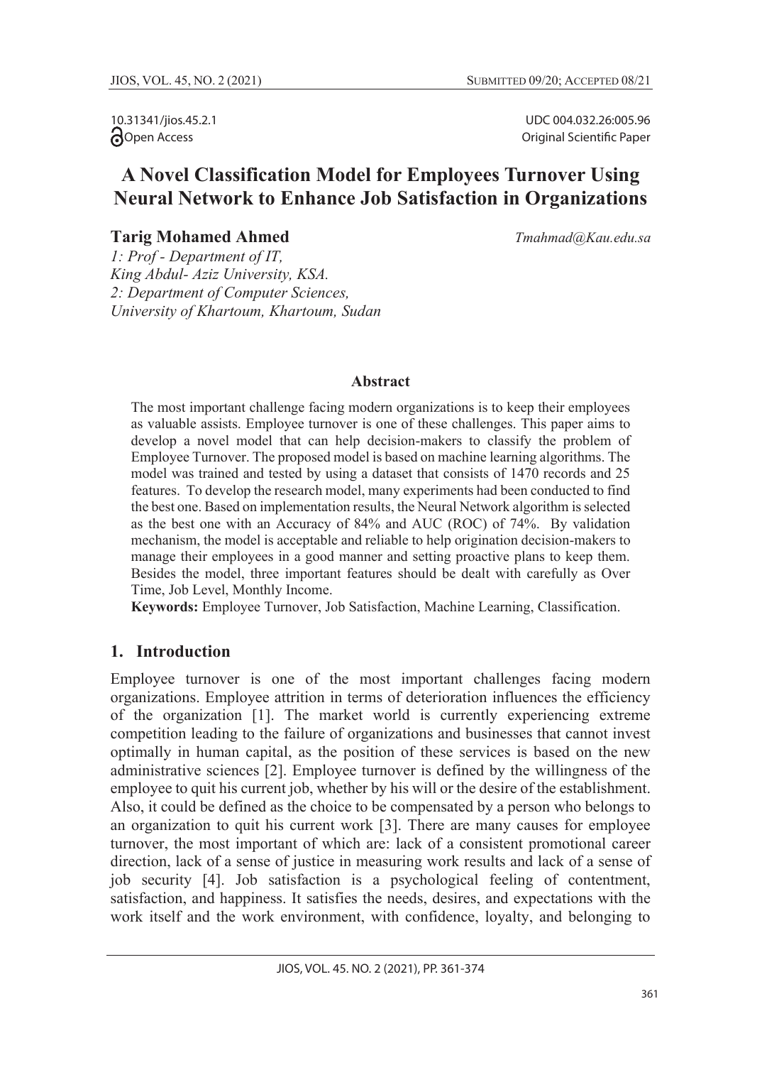10.31341/jios.45.2.1
Open Access

UDC 004.032.26:005.96
Original Scientific Paper

# A Novel Classification Model for Employees Turnover Using Neural Network to Enhance Job Satisfaction in Organizations

**Tarig Mohamed Ahmed** *Tmahmad@Kau.edu.sa*

*1: Prof - Department of IT,*
*King Abdul- Aziz University, KSA.*
*2: Department of Computer Sciences,*
*University of Khartoum, Khartoum, Sudan*

### Abstract

The most important challenge facing modern organizations is to keep their employees as valuable assists. Employee turnover is one of these challenges. This paper aims to develop a novel model that can help decision-makers to classify the problem of Employee Turnover. The proposed model is based on machine learning algorithms. The model was trained and tested by using a dataset that consists of 1470 records and 25 features. To develop the research model, many experiments had been conducted to find the best one. Based on implementation results, the Neural Network algorithm is selected as the best one with an Accuracy of 84% and AUC (ROC) of 74%. By validation mechanism, the model is acceptable and reliable to help origination decision-makers to manage their employees in a good manner and setting proactive plans to keep them. Besides the model, three important features should be dealt with carefully as Over Time, Job Level, Monthly Income.

**Keywords:** Employee Turnover, Job Satisfaction, Machine Learning, Classification.

## 1. Introduction

Employee turnover is one of the most important challenges facing modern organizations. Employee attrition in terms of deterioration influences the efficiency of the organization [1]. The market world is currently experiencing extreme competition leading to the failure of organizations and businesses that cannot invest optimally in human capital, as the position of these services is based on the new administrative sciences [2]. Employee turnover is defined by the willingness of the employee to quit his current job, whether by his will or the desire of the establishment. Also, it could be defined as the choice to be compensated by a person who belongs to an organization to quit his current work [3]. There are many causes for employee turnover, the most important of which are: lack of a consistent promotional career direction, lack of a sense of justice in measuring work results and lack of a sense of job security [4]. Job satisfaction is a psychological feeling of contentment, satisfaction, and happiness. It satisfies the needs, desires, and expectations with the work itself and the work environment, with confidence, loyalty, and belonging to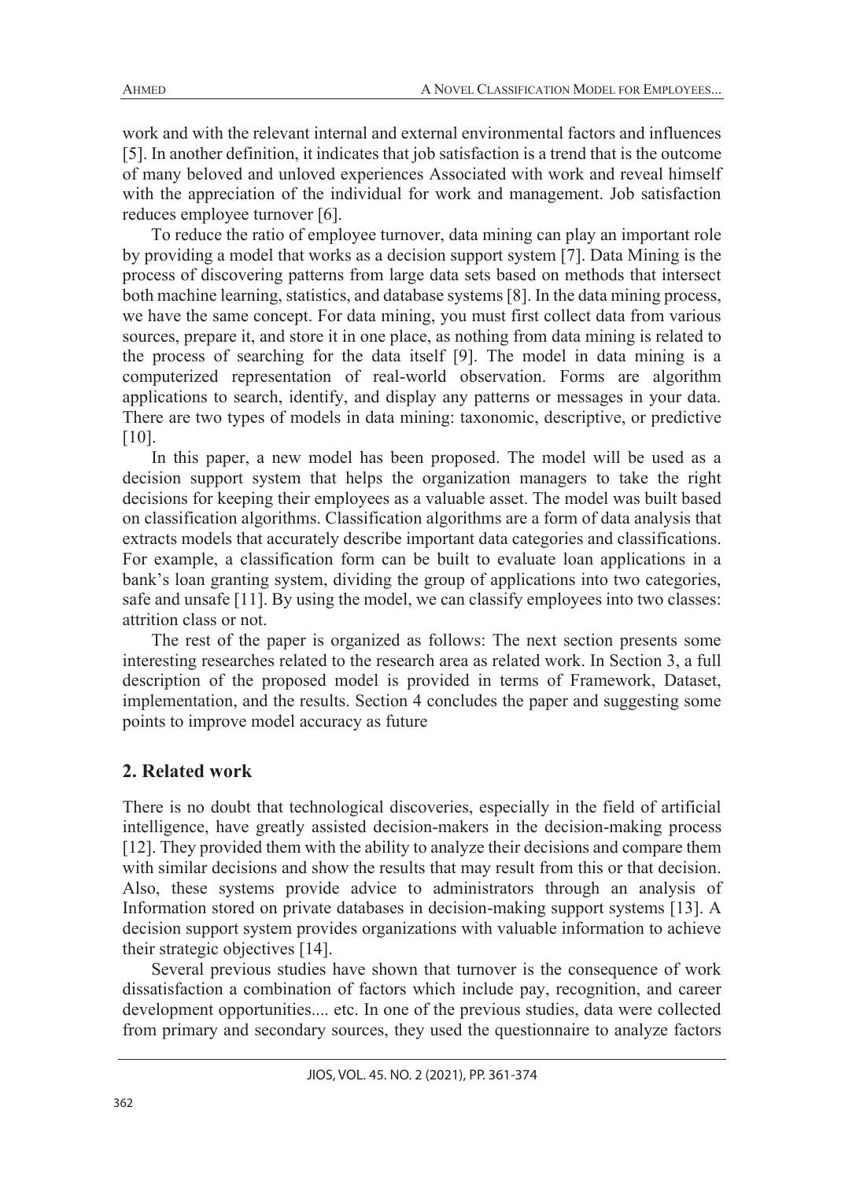work and with the relevant internal and external environmental factors and influences [5]. In another definition, it indicates that job satisfaction is a trend that is the outcome of many beloved and unloved experiences Associated with work and reveal himself with the appreciation of the individual for work and management. Job satisfaction reduces employee turnover [6].

To reduce the ratio of employee turnover, data mining can play an important role by providing a model that works as a decision support system [7]. Data Mining is the process of discovering patterns from large data sets based on methods that intersect both machine learning, statistics, and database systems [8]. In the data mining process, we have the same concept. For data mining, you must first collect data from various sources, prepare it, and store it in one place, as nothing from data mining is related to the process of searching for the data itself [9]. The model in data mining is a computerized representation of real-world observation. Forms are algorithm applications to search, identify, and display any patterns or messages in your data. There are two types of models in data mining: taxonomic, descriptive, or predictive [10].

In this paper, a new model has been proposed. The model will be used as a decision support system that helps the organization managers to take the right decisions for keeping their employees as a valuable asset. The model was built based on classification algorithms. Classification algorithms are a form of data analysis that extracts models that accurately describe important data categories and classifications. For example, a classification form can be built to evaluate loan applications in a bank's loan granting system, dividing the group of applications into two categories, safe and unsafe [11]. By using the model, we can classify employees into two classes: attrition class or not.

The rest of the paper is organized as follows: The next section presents some interesting researches related to the research area as related work. In Section 3, a full description of the proposed model is provided in terms of Framework, Dataset, implementation, and the results. Section 4 concludes the paper and suggesting some points to improve model accuracy as future

## 2. Related work

There is no doubt that technological discoveries, especially in the field of artificial intelligence, have greatly assisted decision-makers in the decision-making process [12]. They provided them with the ability to analyze their decisions and compare them with similar decisions and show the results that may result from this or that decision. Also, these systems provide advice to administrators through an analysis of Information stored on private databases in decision-making support systems [13]. A decision support system provides organizations with valuable information to achieve their strategic objectives [14].

Several previous studies have shown that turnover is the consequence of work dissatisfaction a combination of factors which include pay, recognition, and career development opportunities.... etc. In one of the previous studies, data were collected from primary and secondary sources, they used the questionnaire to analyze factors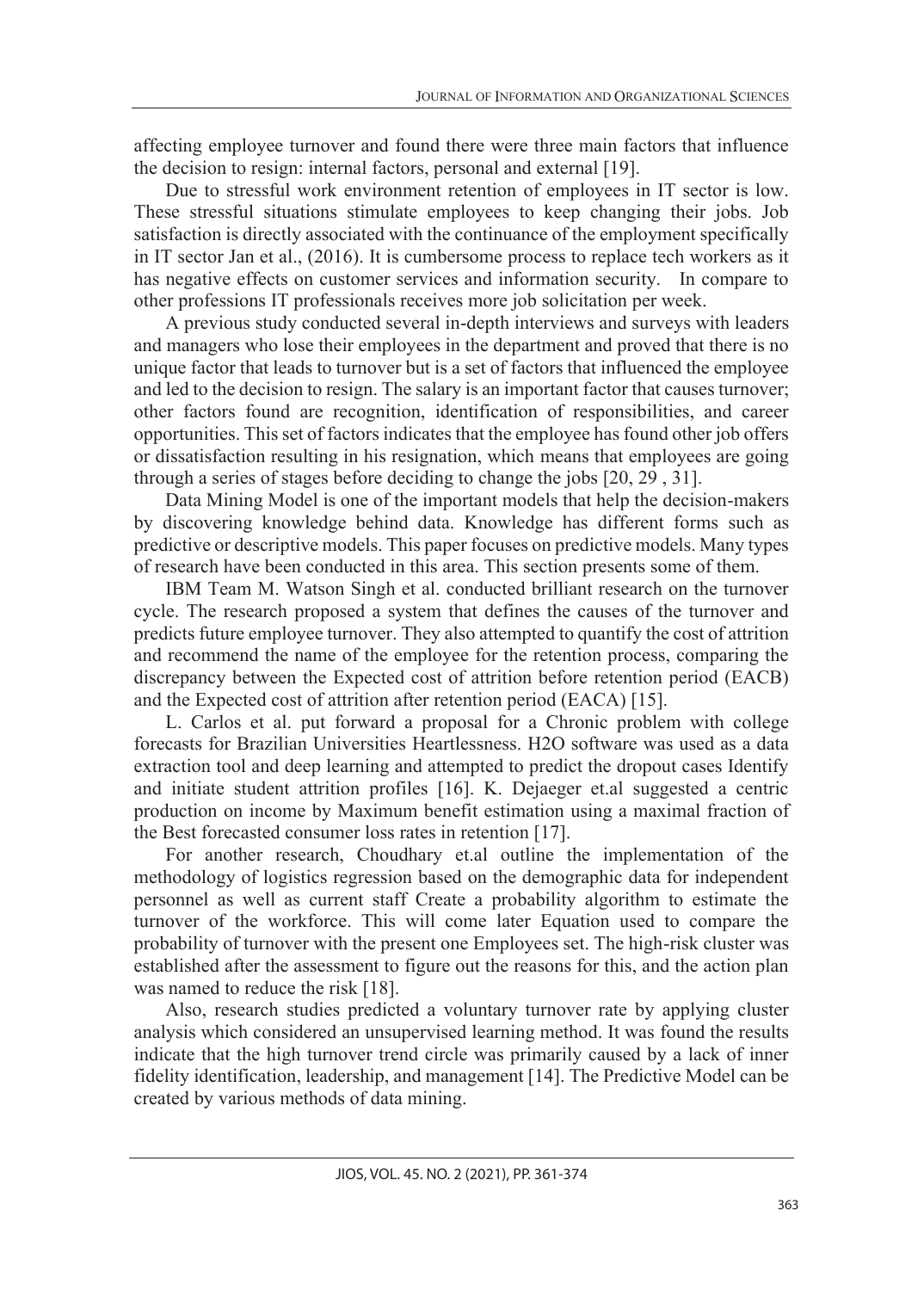affecting employee turnover and found there were three main factors that influence the decision to resign: internal factors, personal and external [19].

Due to stressful work environment retention of employees in IT sector is low. These stressful situations stimulate employees to keep changing their jobs. Job satisfaction is directly associated with the continuance of the employment specifically in IT sector Jan et al., (2016). It is cumbersome process to replace tech workers as it has negative effects on customer services and information security. In compare to other professions IT professionals receives more job solicitation per week.

A previous study conducted several in-depth interviews and surveys with leaders and managers who lose their employees in the department and proved that there is no unique factor that leads to turnover but is a set of factors that influenced the employee and led to the decision to resign. The salary is an important factor that causes turnover; other factors found are recognition, identification of responsibilities, and career opportunities. This set of factors indicates that the employee has found other job offers or dissatisfaction resulting in his resignation, which means that employees are going through a series of stages before deciding to change the jobs [20, 29 , 31].

Data Mining Model is one of the important models that help the decision-makers by discovering knowledge behind data. Knowledge has different forms such as predictive or descriptive models. This paper focuses on predictive models. Many types of research have been conducted in this area. This section presents some of them.

IBM Team M. Watson Singh et al. conducted brilliant research on the turnover cycle. The research proposed a system that defines the causes of the turnover and predicts future employee turnover. They also attempted to quantify the cost of attrition and recommend the name of the employee for the retention process, comparing the discrepancy between the Expected cost of attrition before retention period (EACB) and the Expected cost of attrition after retention period (EACA) [15].

L. Carlos et al. put forward a proposal for a Chronic problem with college forecasts for Brazilian Universities Heartlessness. H2O software was used as a data extraction tool and deep learning and attempted to predict the dropout cases Identify and initiate student attrition profiles [16]. K. Dejaeger et.al suggested a centric production on income by Maximum benefit estimation using a maximal fraction of the Best forecasted consumer loss rates in retention [17].

For another research, Choudhary et.al outline the implementation of the methodology of logistics regression based on the demographic data for independent personnel as well as current staff Create a probability algorithm to estimate the turnover of the workforce. This will come later Equation used to compare the probability of turnover with the present one Employees set. The high-risk cluster was established after the assessment to figure out the reasons for this, and the action plan was named to reduce the risk [18].

Also, research studies predicted a voluntary turnover rate by applying cluster analysis which considered an unsupervised learning method. It was found the results indicate that the high turnover trend circle was primarily caused by a lack of inner fidelity identification, leadership, and management [14]. The Predictive Model can be created by various methods of data mining.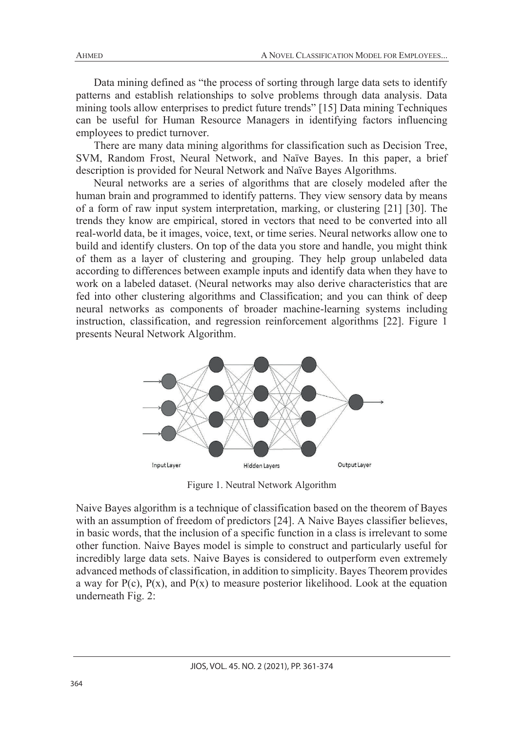Data mining defined as "the process of sorting through large data sets to identify patterns and establish relationships to solve problems through data analysis. Data mining tools allow enterprises to predict future trends" [15] Data mining Techniques can be useful for Human Resource Managers in identifying factors influencing employees to predict turnover.

There are many data mining algorithms for classification such as Decision Tree, SVM, Random Frost, Neural Network, and Naïve Bayes. In this paper, a brief description is provided for Neural Network and Naïve Bayes Algorithms.

Neural networks are a series of algorithms that are closely modeled after the human brain and programmed to identify patterns. They view sensory data by means of a form of raw input system interpretation, marking, or clustering [21] [30]. The trends they know are empirical, stored in vectors that need to be converted into all real-world data, be it images, voice, text, or time series. Neural networks allow one to build and identify clusters. On top of the data you store and handle, you might think of them as a layer of clustering and grouping. They help group unlabeled data according to differences between example inputs and identify data when they have to work on a labeled dataset. (Neural networks may also derive characteristics that are fed into other clustering algorithms and Classification; and you can think of deep neural networks as components of broader machine-learning systems including instruction, classification, and regression reinforcement algorithms [22]. Figure 1 presents Neural Network Algorithm.

Input Layer — Hidden Layers — Output Layer

Figure 1. Neutral Network Algorithm

Naive Bayes algorithm is a technique of classification based on the theorem of Bayes with an assumption of freedom of predictors [24]. A Naive Bayes classifier believes, in basic words, that the inclusion of a specific function in a class is irrelevant to some other function. Naive Bayes model is simple to construct and particularly useful for incredibly large data sets. Naive Bayes is considered to outperform even extremely advanced methods of classification, in addition to simplicity. Bayes Theorem provides a way for P(c), P(x), and P(x) to measure posterior likelihood. Look at the equation underneath Fig. 2: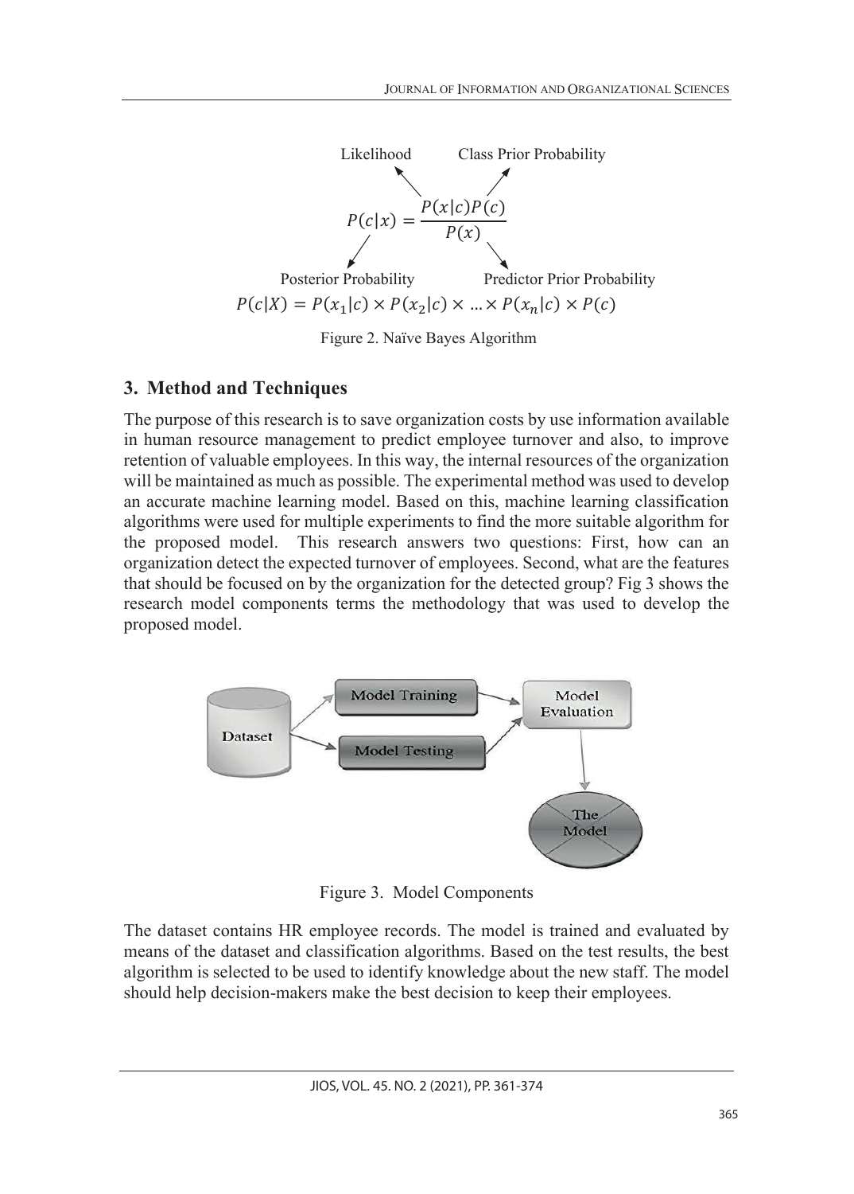Likelihood    Class Prior Probability

$$P(c|x) = \frac{P(x|c)P(c)}{P(x)}$$

Posterior Probability    Predictor Prior Probability

$$P(c|X) = P(x_1|c) \times P(x_2|c) \times \ldots \times P(x_n|c) \times P(c)$$

Figure 2. Naïve Bayes Algorithm

## 3. Method and Techniques

The purpose of this research is to save organization costs by use information available in human resource management to predict employee turnover and also, to improve retention of valuable employees. In this way, the internal resources of the organization will be maintained as much as possible. The experimental method was used to develop an accurate machine learning model. Based on this, machine learning classification algorithms were used for multiple experiments to find the more suitable algorithm for the proposed model. This research answers two questions: First, how can an organization detect the expected turnover of employees. Second, what are the features that should be focused on by the organization for the detected group? Fig 3 shows the research model components terms the methodology that was used to develop the proposed model.

Dataset → Model Training → Model Evaluation → The Model
Dataset → Model Testing → Model Evaluation

Figure 3. Model Components

The dataset contains HR employee records. The model is trained and evaluated by means of the dataset and classification algorithms. Based on the test results, the best algorithm is selected to be used to identify knowledge about the new staff. The model should help decision-makers make the best decision to keep their employees.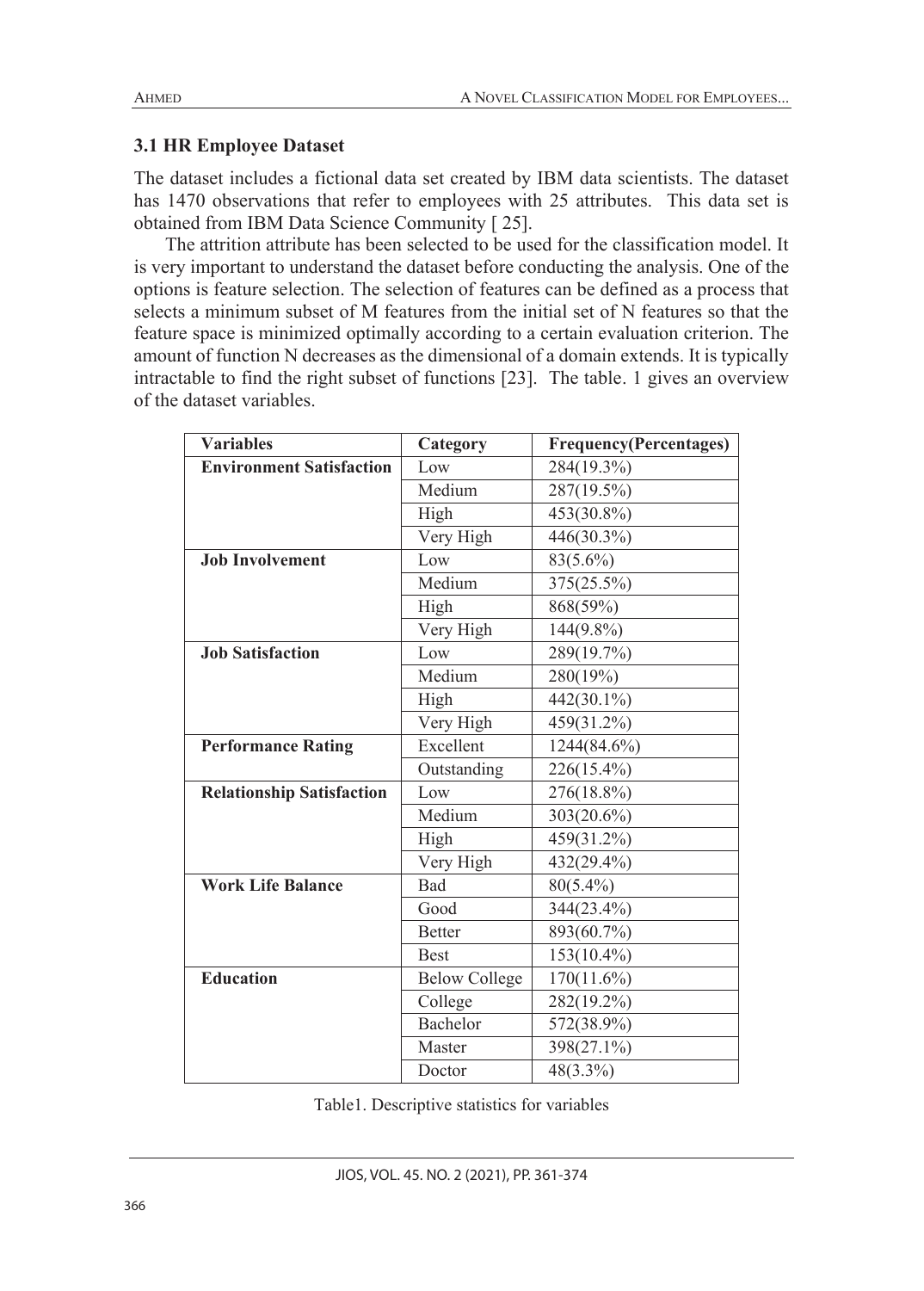### 3.1 HR Employee Dataset

The dataset includes a fictional data set created by IBM data scientists. The dataset has 1470 observations that refer to employees with 25 attributes. This data set is obtained from IBM Data Science Community [ 25].

The attrition attribute has been selected to be used for the classification model. It is very important to understand the dataset before conducting the analysis. One of the options is feature selection. The selection of features can be defined as a process that selects a minimum subset of M features from the initial set of N features so that the feature space is minimized optimally according to a certain evaluation criterion. The amount of function N decreases as the dimensional of a domain extends. It is typically intractable to find the right subset of functions [23]. The table. 1 gives an overview of the dataset variables.

| Variables | Category | Frequency(Percentages) |
|---|---|---|
| **Environment Satisfaction** | Low | 284(19.3%) |
| | Medium | 287(19.5%) |
| | High | 453(30.8%) |
| | Very High | 446(30.3%) |
| **Job Involvement** | Low | 83(5.6%) |
| | Medium | 375(25.5%) |
| | High | 868(59%) |
| | Very High | 144(9.8%) |
| **Job Satisfaction** | Low | 289(19.7%) |
| | Medium | 280(19%) |
| | High | 442(30.1%) |
| | Very High | 459(31.2%) |
| **Performance Rating** | Excellent | 1244(84.6%) |
| | Outstanding | 226(15.4%) |
| **Relationship Satisfaction** | Low | 276(18.8%) |
| | Medium | 303(20.6%) |
| | High | 459(31.2%) |
| | Very High | 432(29.4%) |
| **Work Life Balance** | Bad | 80(5.4%) |
| | Good | 344(23.4%) |
| | Better | 893(60.7%) |
| | Best | 153(10.4%) |
| **Education** | Below College | 170(11.6%) |
| | College | 282(19.2%) |
| | Bachelor | 572(38.9%) |
| | Master | 398(27.1%) |
| | Doctor | 48(3.3%) |

Table1. Descriptive statistics for variables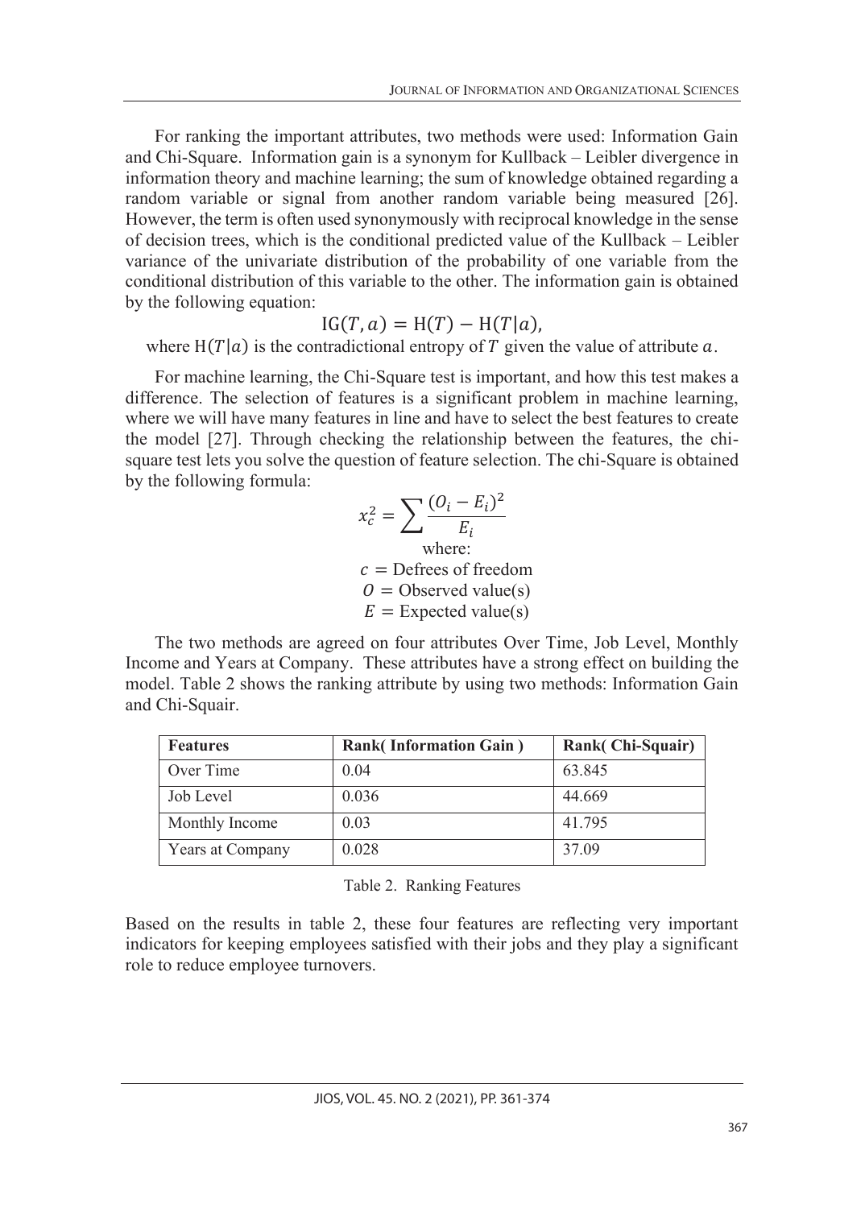For ranking the important attributes, two methods were used: Information Gain and Chi-Square. Information gain is a synonym for Kullback – Leibler divergence in information theory and machine learning; the sum of knowledge obtained regarding a random variable or signal from another random variable being measured [26]. However, the term is often used synonymously with reciprocal knowledge in the sense of decision trees, which is the conditional predicted value of the Kullback – Leibler variance of the univariate distribution of the probability of one variable from the conditional distribution of this variable to the other. The information gain is obtained by the following equation:

$$\mathrm{IG}(T, a) = \mathrm{H}(T) - \mathrm{H}(T|a),$$

where $\mathrm{H}(T|a)$ is the contradictional entropy of $T$ given the value of attribute $a$.

For machine learning, the Chi-Square test is important, and how this test makes a difference. The selection of features is a significant problem in machine learning, where we will have many features in line and have to select the best features to create the model [27]. Through checking the relationship between the features, the chi-square test lets you solve the question of feature selection. The chi-Square is obtained by the following formula:

$$x_c^2 = \sum \frac{(O_i - E_i)^2}{E_i}$$

where:

$c$ = Defrees of freedom

$O$ = Observed value(s)

$E$ = Expected value(s)

The two methods are agreed on four attributes Over Time, Job Level, Monthly Income and Years at Company. These attributes have a strong effect on building the model. Table 2 shows the ranking attribute by using two methods: Information Gain and Chi-Squair.

| Features | Rank( Information Gain ) | Rank( Chi-Squair) |
| --- | --- | --- |
| Over Time | 0.04 | 63.845 |
| Job Level | 0.036 | 44.669 |
| Monthly Income | 0.03 | 41.795 |
| Years at Company | 0.028 | 37.09 |

Table 2. Ranking Features

Based on the results in table 2, these four features are reflecting very important indicators for keeping employees satisfied with their jobs and they play a significant role to reduce employee turnovers.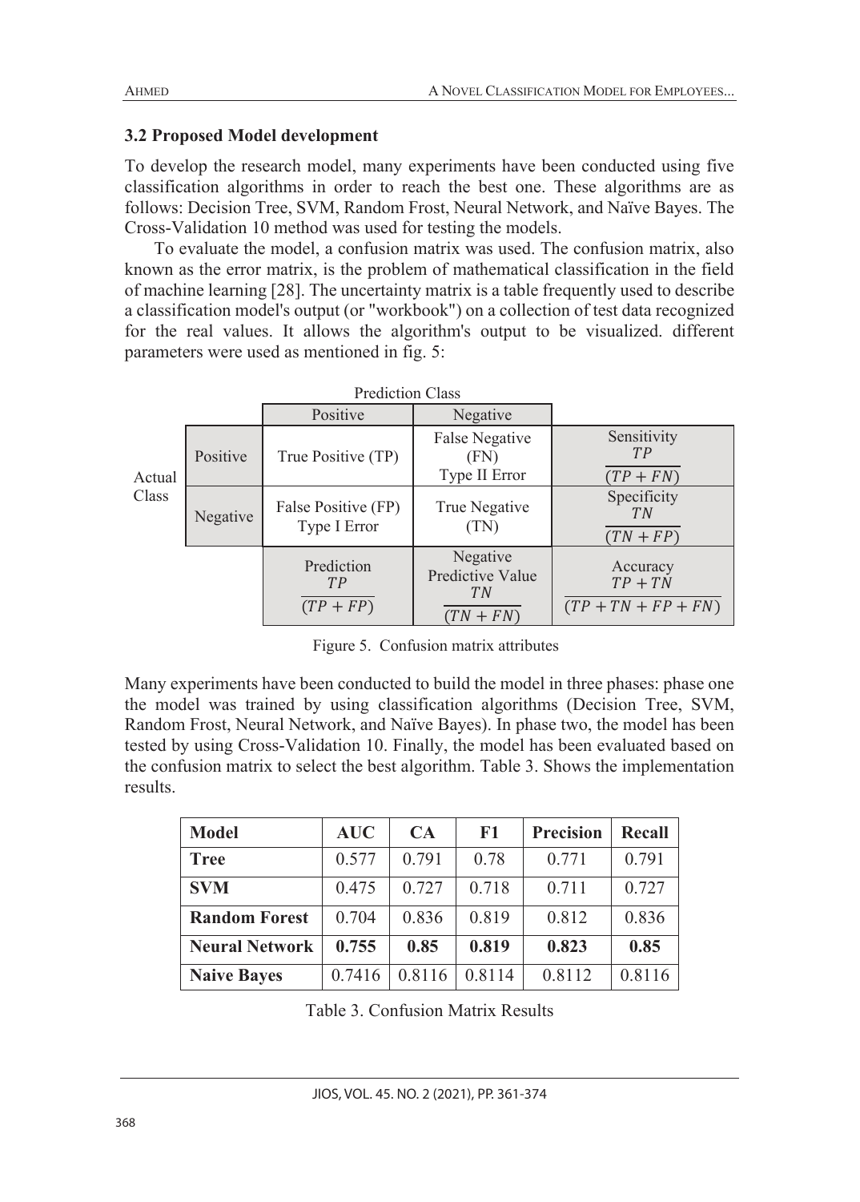### 3.2 Proposed Model development

To develop the research model, many experiments have been conducted using five classification algorithms in order to reach the best one. These algorithms are as follows: Decision Tree, SVM, Random Frost, Neural Network, and Naïve Bayes. The Cross-Validation 10 method was used for testing the models.

To evaluate the model, a confusion matrix was used. The confusion matrix, also known as the error matrix, is the problem of mathematical classification in the field of machine learning [28]. The uncertainty matrix is a table frequently used to describe a classification model's output (or "workbook") on a collection of test data recognized for the real values. It allows the algorithm's output to be visualized. different parameters were used as mentioned in fig. 5:

| | | Prediction Class | | |
|---|---|---|---|---|
| | | Positive | Negative | |
| Actual Class | Positive | True Positive (TP) | False Negative (FN) Type II Error | Sensitivity $\frac{TP}{(TP+FN)}$ |
| | Negative | False Positive (FP) Type I Error | True Negative (TN) | Specificity $\frac{TN}{(TN+FP)}$ |
| | | Prediction $\frac{TP}{(TP+FP)}$ | Negative Predictive Value $\frac{TN}{(TN+FN)}$ | Accuracy $\frac{TP+TN}{(TP+TN+FP+FN)}$ |

Figure 5. Confusion matrix attributes

Many experiments have been conducted to build the model in three phases: phase one the model was trained by using classification algorithms (Decision Tree, SVM, Random Frost, Neural Network, and Naïve Bayes). In phase two, the model has been tested by using Cross-Validation 10. Finally, the model has been evaluated based on the confusion matrix to select the best algorithm. Table 3. Shows the implementation results.

| **Model** | **AUC** | **CA** | **F1** | **Precision** | **Recall** |
|---|---|---|---|---|---|
| **Tree** | 0.577 | 0.791 | 0.78 | 0.771 | 0.791 |
| **SVM** | 0.475 | 0.727 | 0.718 | 0.711 | 0.727 |
| **Random Forest** | 0.704 | 0.836 | 0.819 | 0.812 | 0.836 |
| **Neural Network** | **0.755** | **0.85** | **0.819** | **0.823** | **0.85** |
| **Naive Bayes** | 0.7416 | 0.8116 | 0.8114 | 0.8112 | 0.8116 |

Table 3. Confusion Matrix Results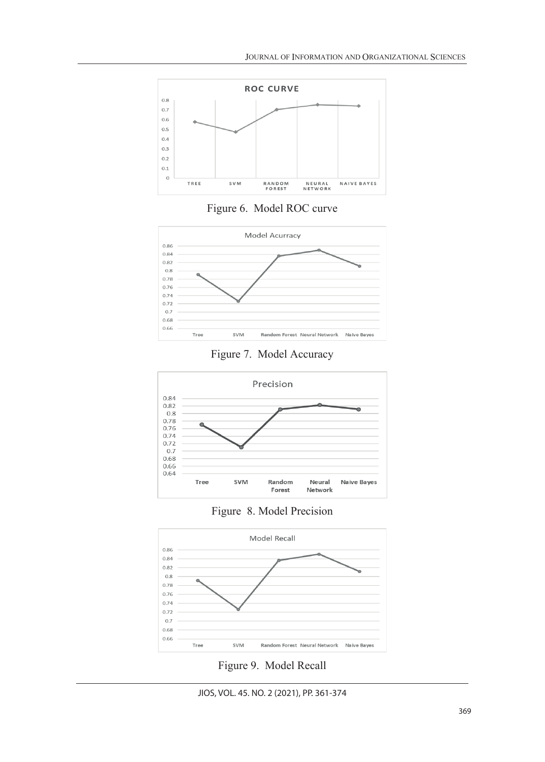Figure 6. Model ROC curve

Figure 7. Model Accuracy

Figure 8. Model Precision

Figure 9. Model Recall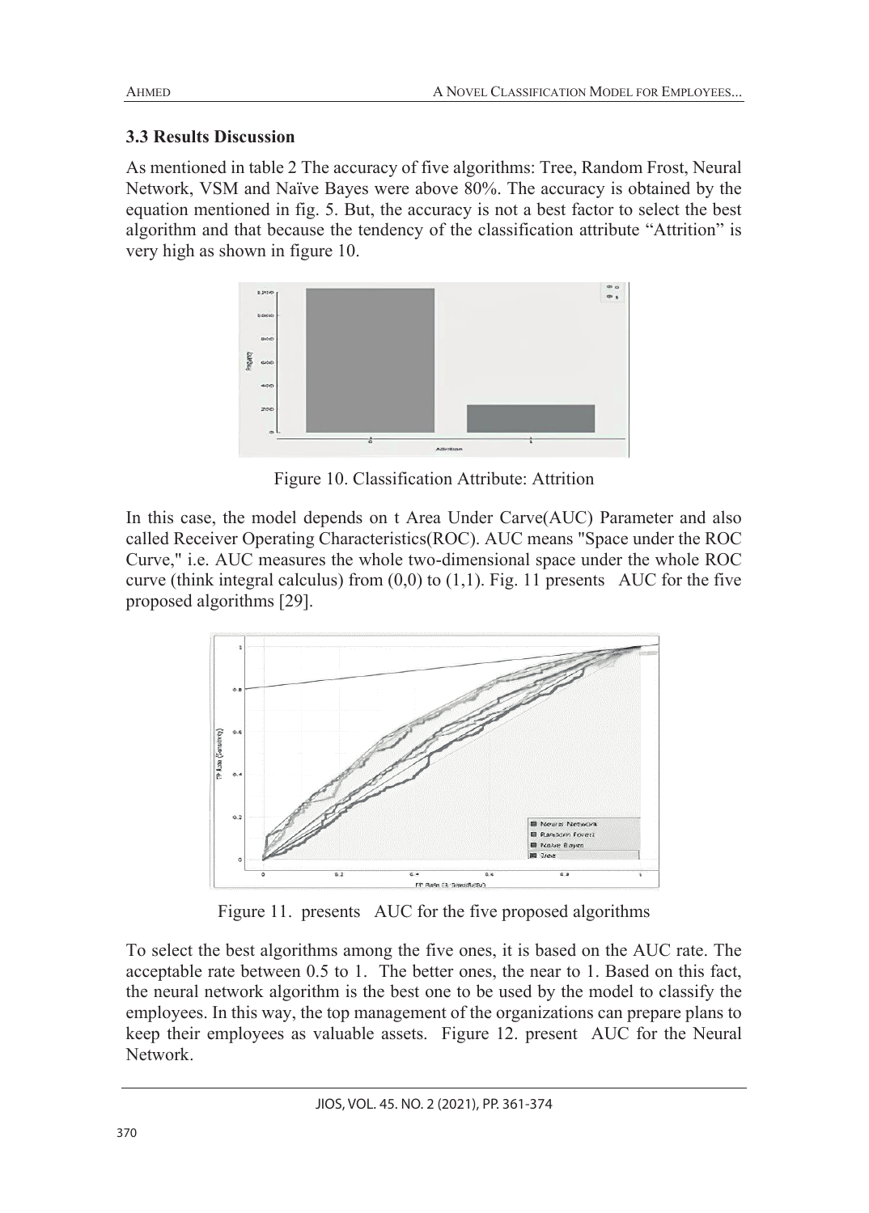### 3.3 Results Discussion

As mentioned in table 2 The accuracy of five algorithms: Tree, Random Frost, Neural Network, VSM and Naïve Bayes were above 80%. The accuracy is obtained by the equation mentioned in fig. 5. But, the accuracy is not a best factor to select the best algorithm and that because the tendency of the classification attribute "Attrition" is very high as shown in figure 10.

Figure 10. Classification Attribute: Attrition

In this case, the model depends on t Area Under Carve(AUC) Parameter and also called Receiver Operating Characteristics(ROC). AUC means "Space under the ROC Curve," i.e. AUC measures the whole two-dimensional space under the whole ROC curve (think integral calculus) from (0,0) to (1,1). Fig. 11 presents AUC for the five proposed algorithms [29].

Figure 11. presents AUC for the five proposed algorithms

To select the best algorithms among the five ones, it is based on the AUC rate. The acceptable rate between 0.5 to 1. The better ones, the near to 1. Based on this fact, the neural network algorithm is the best one to be used by the model to classify the employees. In this way, the top management of the organizations can prepare plans to keep their employees as valuable assets. Figure 12. present AUC for the Neural Network.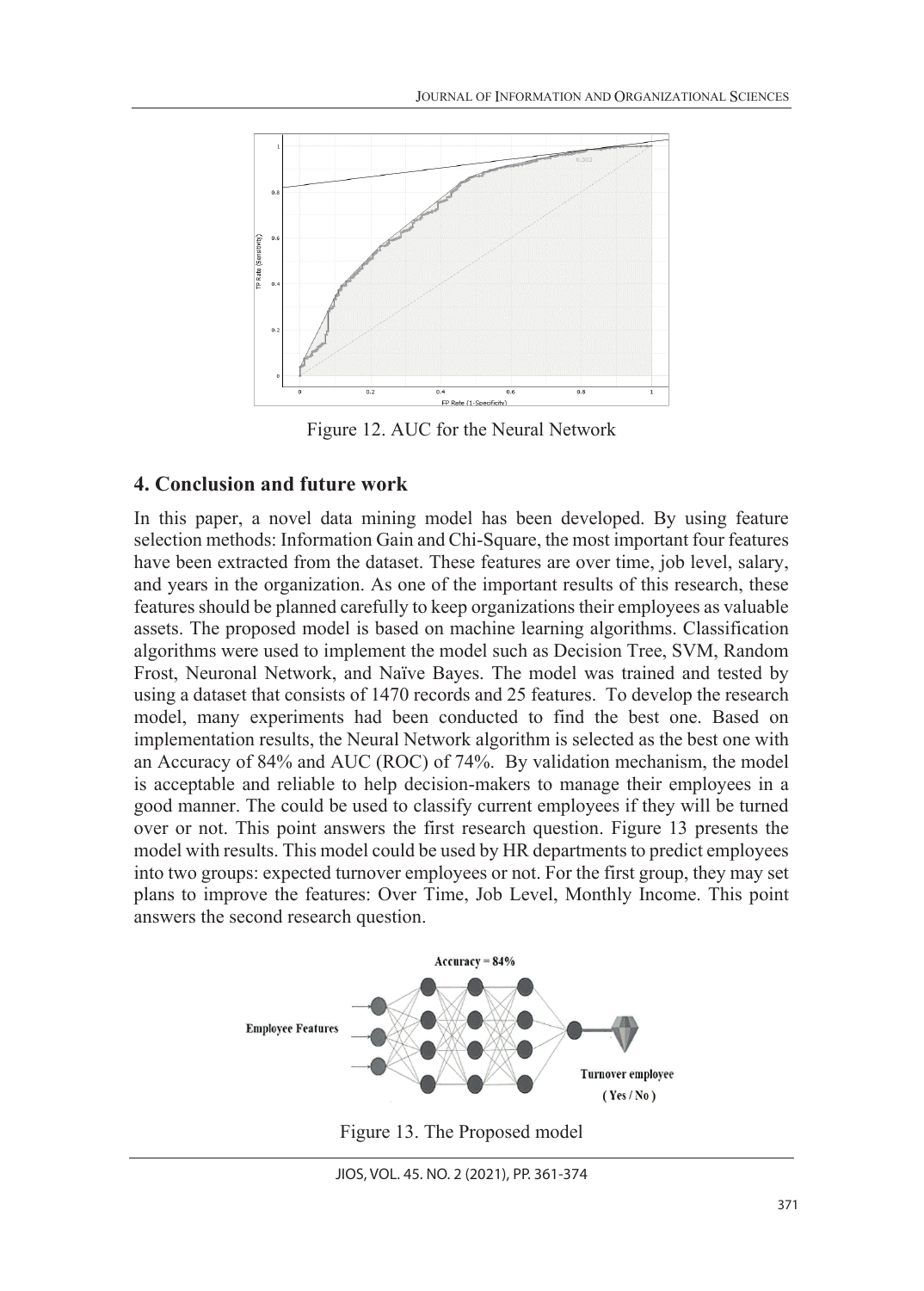Figure 12. AUC for the Neural Network

## 4. Conclusion and future work

In this paper, a novel data mining model has been developed. By using feature selection methods: Information Gain and Chi-Square, the most important four features have been extracted from the dataset. These features are over time, job level, salary, and years in the organization. As one of the important results of this research, these features should be planned carefully to keep organizations their employees as valuable assets. The proposed model is based on machine learning algorithms. Classification algorithms were used to implement the model such as Decision Tree, SVM, Random Frost, Neuronal Network, and Naïve Bayes. The model was trained and tested by using a dataset that consists of 1470 records and 25 features. To develop the research model, many experiments had been conducted to find the best one. Based on implementation results, the Neural Network algorithm is selected as the best one with an Accuracy of 84% and AUC (ROC) of 74%. By validation mechanism, the model is acceptable and reliable to help decision-makers to manage their employees in a good manner. The could be used to classify current employees if they will be turned over or not. This point answers the first research question. Figure 13 presents the model with results. This model could be used by HR departments to predict employees into two groups: expected turnover employees or not. For the first group, they may set plans to improve the features: Over Time, Job Level, Monthly Income. This point answers the second research question.

Figure 13. The Proposed model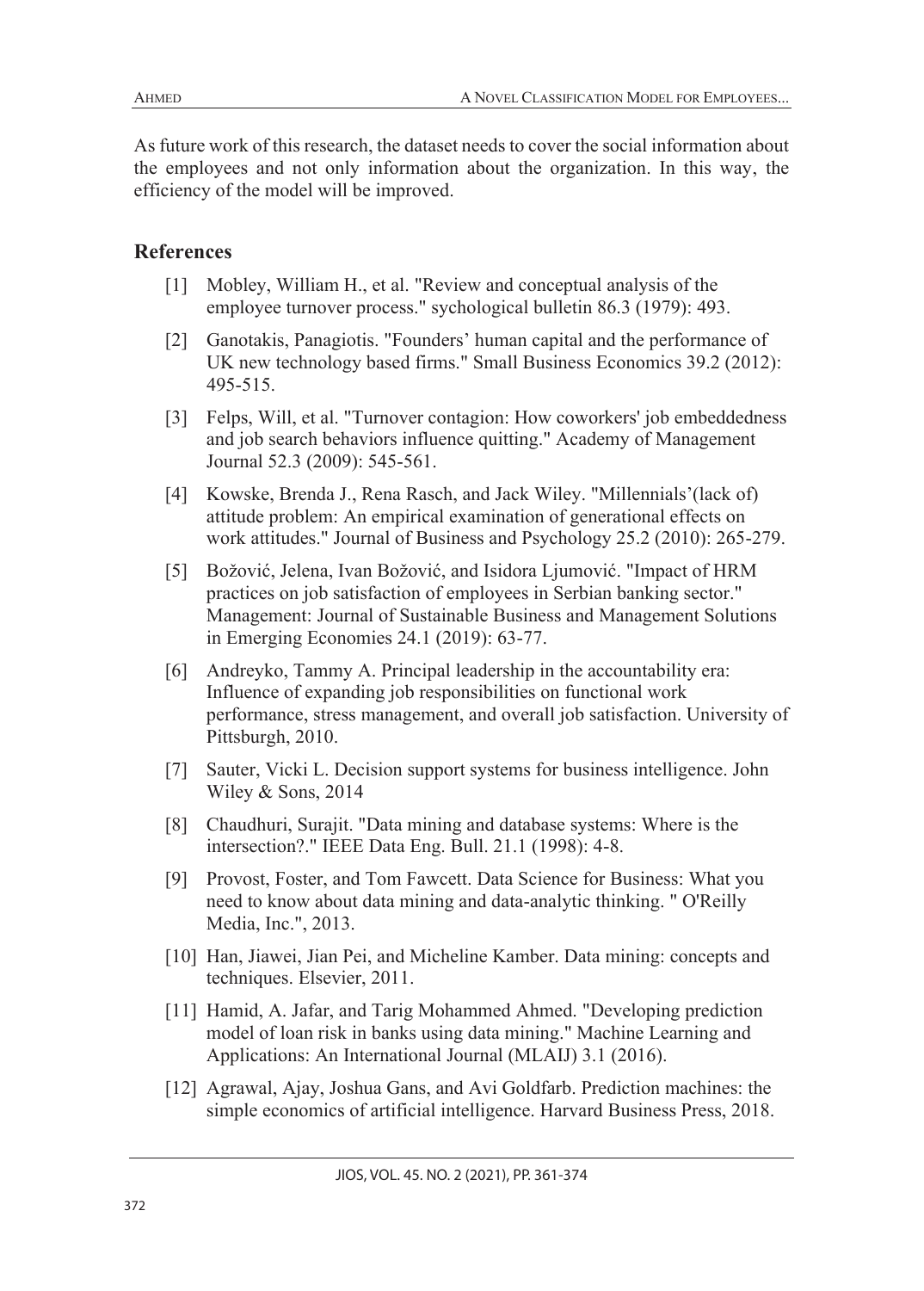As future work of this research, the dataset needs to cover the social information about the employees and not only information about the organization. In this way, the efficiency of the model will be improved.

## References

[1] Mobley, William H., et al. "Review and conceptual analysis of the employee turnover process." sychological bulletin 86.3 (1979): 493.

[2] Ganotakis, Panagiotis. "Founders' human capital and the performance of UK new technology based firms." Small Business Economics 39.2 (2012): 495-515.

[3] Felps, Will, et al. "Turnover contagion: How coworkers' job embeddedness and job search behaviors influence quitting." Academy of Management Journal 52.3 (2009): 545-561.

[4] Kowske, Brenda J., Rena Rasch, and Jack Wiley. "Millennials'(lack of) attitude problem: An empirical examination of generational effects on work attitudes." Journal of Business and Psychology 25.2 (2010): 265-279.

[5] Božović, Jelena, Ivan Božović, and Isidora Ljumović. "Impact of HRM practices on job satisfaction of employees in Serbian banking sector." Management: Journal of Sustainable Business and Management Solutions in Emerging Economies 24.1 (2019): 63-77.

[6] Andreyko, Tammy A. Principal leadership in the accountability era: Influence of expanding job responsibilities on functional work performance, stress management, and overall job satisfaction. University of Pittsburgh, 2010.

[7] Sauter, Vicki L. Decision support systems for business intelligence. John Wiley & Sons, 2014

[8] Chaudhuri, Surajit. "Data mining and database systems: Where is the intersection?." IEEE Data Eng. Bull. 21.1 (1998): 4-8.

[9] Provost, Foster, and Tom Fawcett. Data Science for Business: What you need to know about data mining and data-analytic thinking. " O'Reilly Media, Inc.", 2013.

[10] Han, Jiawei, Jian Pei, and Micheline Kamber. Data mining: concepts and techniques. Elsevier, 2011.

[11] Hamid, A. Jafar, and Tarig Mohammed Ahmed. "Developing prediction model of loan risk in banks using data mining." Machine Learning and Applications: An International Journal (MLAIJ) 3.1 (2016).

[12] Agrawal, Ajay, Joshua Gans, and Avi Goldfarb. Prediction machines: the simple economics of artificial intelligence. Harvard Business Press, 2018.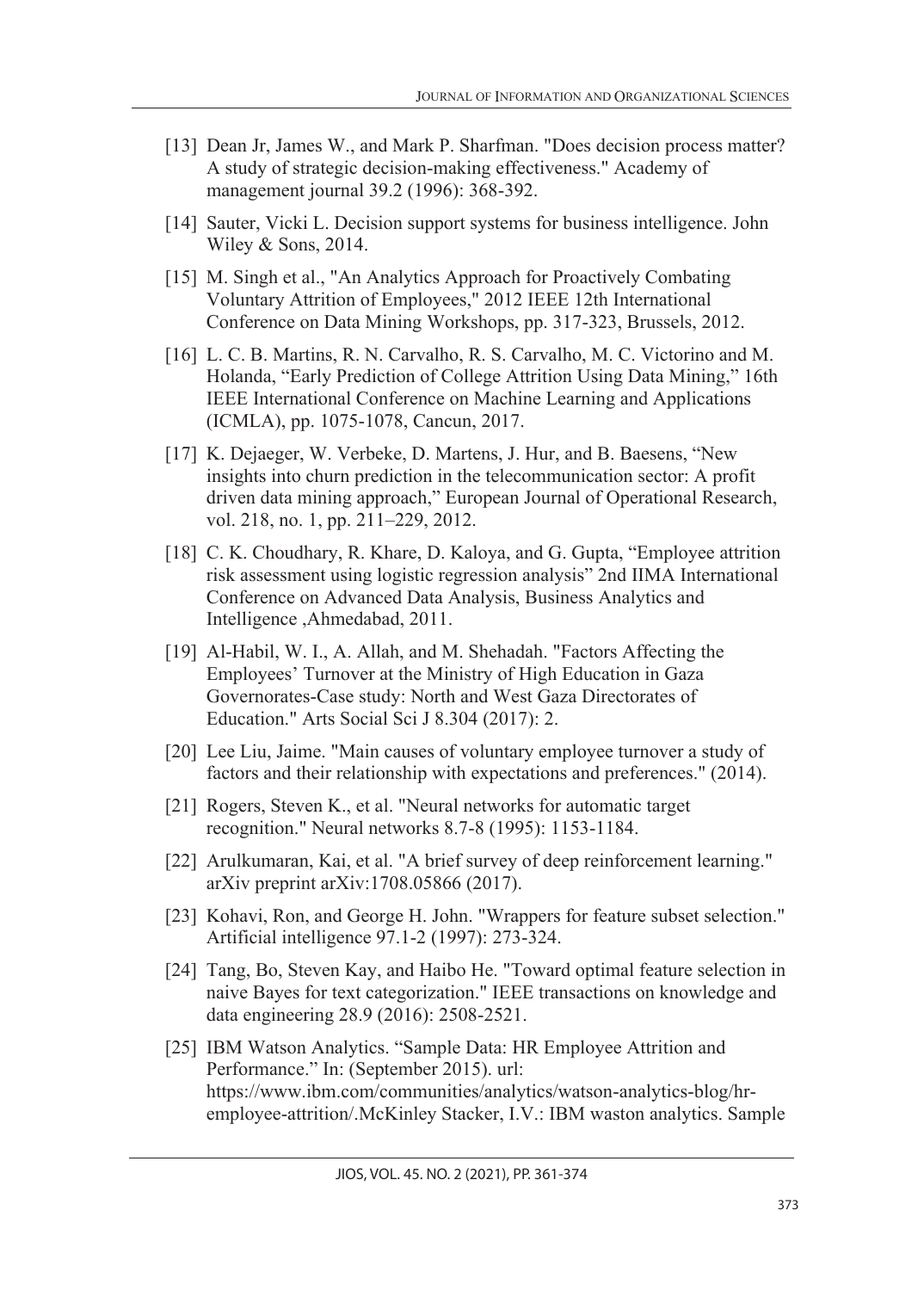[13] Dean Jr, James W., and Mark P. Sharfman. "Does decision process matter? A study of strategic decision-making effectiveness." Academy of management journal 39.2 (1996): 368-392.

[14] Sauter, Vicki L. Decision support systems for business intelligence. John Wiley & Sons, 2014.

[15] M. Singh et al., "An Analytics Approach for Proactively Combating Voluntary Attrition of Employees," 2012 IEEE 12th International Conference on Data Mining Workshops, pp. 317-323, Brussels, 2012.

[16] L. C. B. Martins, R. N. Carvalho, R. S. Carvalho, M. C. Victorino and M. Holanda, "Early Prediction of College Attrition Using Data Mining," 16th IEEE International Conference on Machine Learning and Applications (ICMLA), pp. 1075-1078, Cancun, 2017.

[17] K. Dejaeger, W. Verbeke, D. Martens, J. Hur, and B. Baesens, "New insights into churn prediction in the telecommunication sector: A profit driven data mining approach," European Journal of Operational Research, vol. 218, no. 1, pp. 211–229, 2012.

[18] C. K. Choudhary, R. Khare, D. Kaloya, and G. Gupta, "Employee attrition risk assessment using logistic regression analysis" 2nd IIMA International Conference on Advanced Data Analysis, Business Analytics and Intelligence ,Ahmedabad, 2011.

[19] Al-Habil, W. I., A. Allah, and M. Shehadah. "Factors Affecting the Employees' Turnover at the Ministry of High Education in Gaza Governorates-Case study: North and West Gaza Directorates of Education." Arts Social Sci J 8.304 (2017): 2.

[20] Lee Liu, Jaime. "Main causes of voluntary employee turnover a study of factors and their relationship with expectations and preferences." (2014).

[21] Rogers, Steven K., et al. "Neural networks for automatic target recognition." Neural networks 8.7-8 (1995): 1153-1184.

[22] Arulkumaran, Kai, et al. "A brief survey of deep reinforcement learning." arXiv preprint arXiv:1708.05866 (2017).

[23] Kohavi, Ron, and George H. John. "Wrappers for feature subset selection." Artificial intelligence 97.1-2 (1997): 273-324.

[24] Tang, Bo, Steven Kay, and Haibo He. "Toward optimal feature selection in naive Bayes for text categorization." IEEE transactions on knowledge and data engineering 28.9 (2016): 2508-2521.

[25] IBM Watson Analytics. "Sample Data: HR Employee Attrition and Performance." In: (September 2015). url: https://www.ibm.com/communities/analytics/watson-analytics-blog/hr-employee-attrition/.McKinley Stacker, I.V.: IBM waston analytics. Sample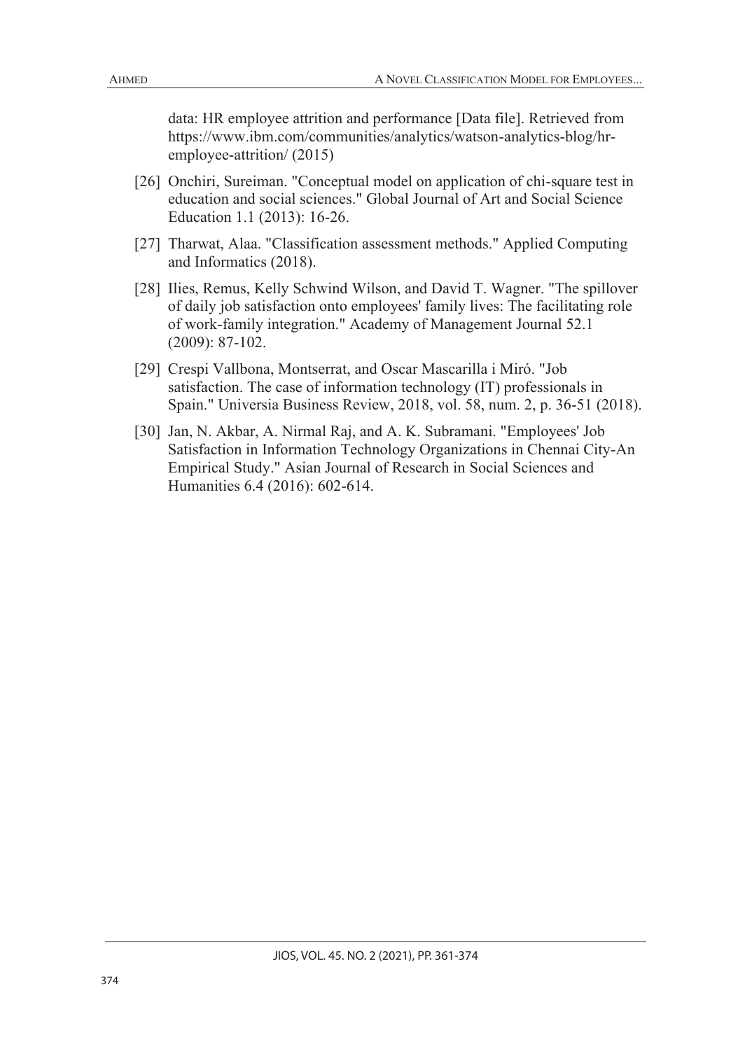data: HR employee attrition and performance [Data file]. Retrieved from https://www.ibm.com/communities/analytics/watson-analytics-blog/hr-employee-attrition/ (2015)

[26] Onchiri, Sureiman. "Conceptual model on application of chi-square test in education and social sciences." Global Journal of Art and Social Science Education 1.1 (2013): 16-26.

[27] Tharwat, Alaa. "Classification assessment methods." Applied Computing and Informatics (2018).

[28] Ilies, Remus, Kelly Schwind Wilson, and David T. Wagner. "The spillover of daily job satisfaction onto employees' family lives: The facilitating role of work-family integration." Academy of Management Journal 52.1 (2009): 87-102.

[29] Crespi Vallbona, Montserrat, and Oscar Mascarilla i Miró. "Job satisfaction. The case of information technology (IT) professionals in Spain." Universia Business Review, 2018, vol. 58, num. 2, p. 36-51 (2018).

[30] Jan, N. Akbar, A. Nirmal Raj, and A. K. Subramani. "Employees' Job Satisfaction in Information Technology Organizations in Chennai City-An Empirical Study." Asian Journal of Research in Social Sciences and Humanities 6.4 (2016): 602-614.